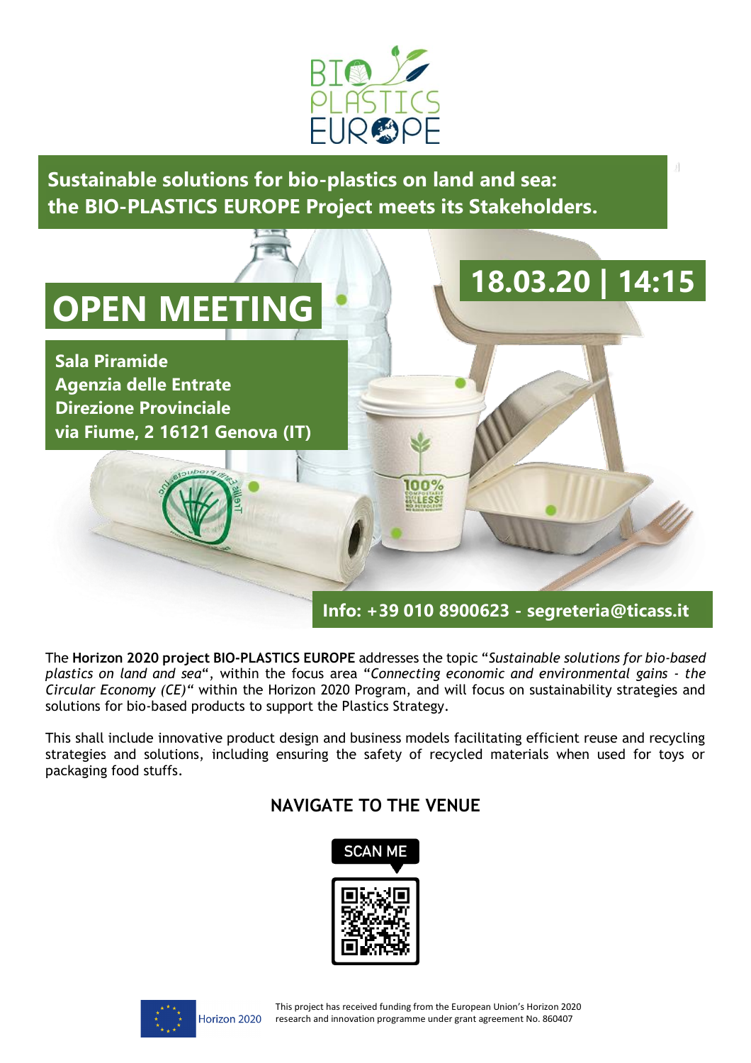# BIO PLASTICS EUROPE

## Sustainable solutions for bio-plastics on land and sea: the BIO-PLASTICS EUROPE Project meets its Stakeholders.

# OPEN MEETING

**18.03.20 | 14:15**

**Sala Piramide**
**Agenzia delle Entrate**
**Direzione Provinciale**
**via Fiume, 2 16121 Genova (IT)**

**Info: +39 010 8900623 - segreteria@ticass.it**

The **Horizon 2020 project BIO-PLASTICS EUROPE** addresses the topic "*Sustainable solutions for bio-based plastics on land and sea*", within the focus area "*Connecting economic and environmental gains - the Circular Economy (CE)*" within the Horizon 2020 Program, and will focus on sustainability strategies and solutions for bio-based products to support the Plastics Strategy.

This shall include innovative product design and business models facilitating efficient reuse and recycling strategies and solutions, including ensuring the safety of recycled materials when used for toys or packaging food stuffs.

## NAVIGATE TO THE VENUE

SCAN ME

Horizon 2020

This project has received funding from the European Union's Horizon 2020 research and innovation programme under grant agreement No. 860407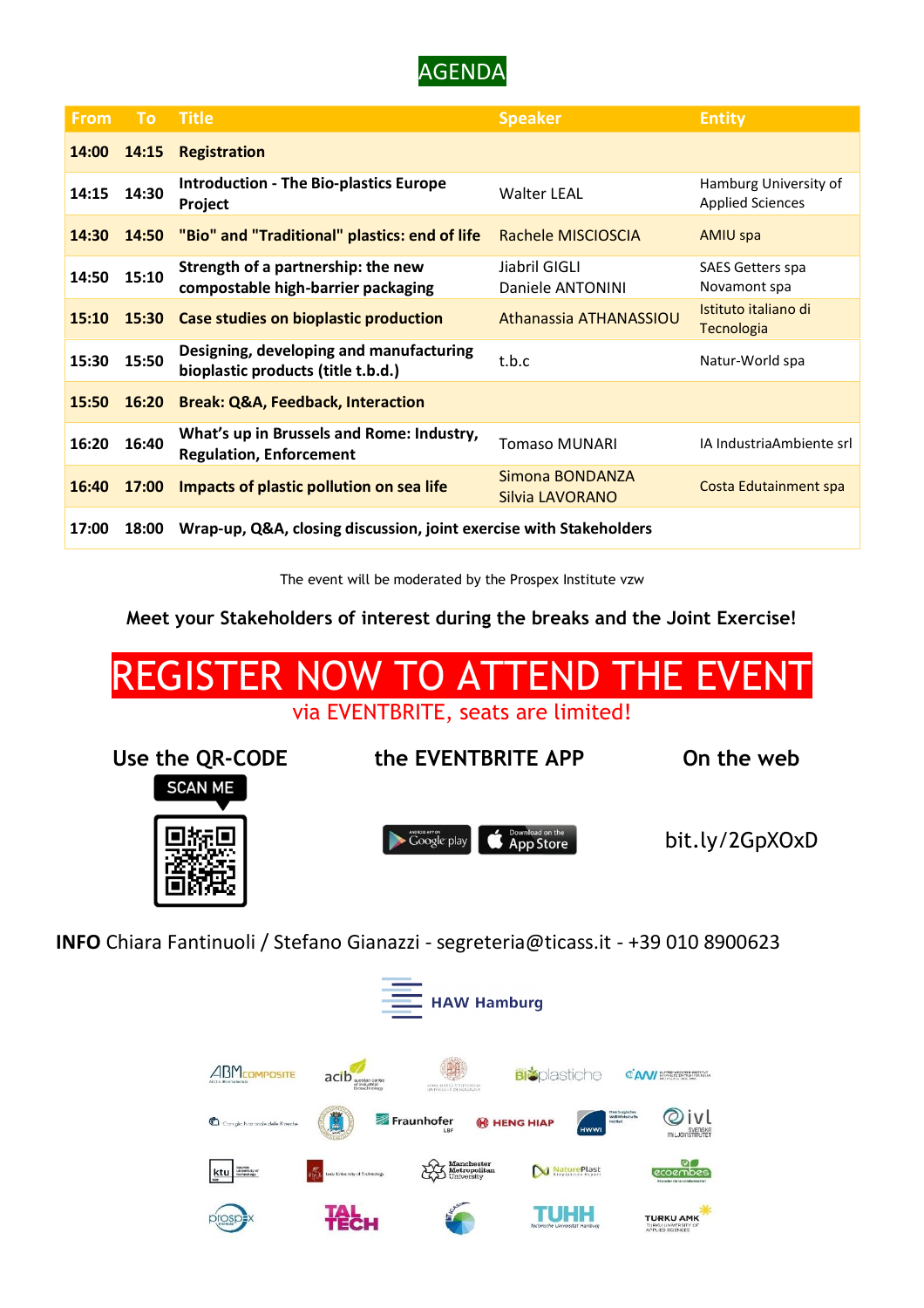# AGENDA

| From | To | Title | Speaker | Entity |
|---|---|---|---|---|
| 14:00 | 14:15 | **Registration** | | |
| 14:15 | 14:30 | **Introduction - The Bio-plastics Europe Project** | Walter LEAL | Hamburg University of Applied Sciences |
| 14:30 | 14:50 | **"Bio" and "Traditional" plastics: end of life** | Rachele MISCIOSCIA | AMIU spa |
| 14:50 | 15:10 | **Strength of a partnership: the new compostable high-barrier packaging** | Jiabril GIGLI<br>Daniele ANTONINI | SAES Getters spa<br>Novamont spa |
| 15:10 | 15:30 | **Case studies on bioplastic production** | Athanassia ATHANASSIOU | Istituto italiano di Tecnologia |
| 15:30 | 15:50 | **Designing, developing and manufacturing bioplastic products (title t.b.d.)** | t.b.c | Natur-World spa |
| 15:50 | 16:20 | **Break: Q&A, Feedback, Interaction** | | |
| 16:20 | 16:40 | **What's up in Brussels and Rome: Industry, Regulation, Enforcement** | Tomaso MUNARI | IA IndustriaAmbiente srl |
| 16:40 | 17:00 | **Impacts of plastic pollution on sea life** | Simona BONDANZA<br>Silvia LAVORANO | Costa Edutainment spa |
| 17:00 | 18:00 | **Wrap-up, Q&A, closing discussion, joint exercise with Stakeholders** | | |

The event will be moderated by the Prospex Institute vzw

**Meet your Stakeholders of interest during the breaks and the Joint Exercise!**

# REGISTER NOW TO ATTEND THE EVENT

via EVENTBRITE, seats are limited!

**Use the QR-CODE** — SCAN ME

**the EVENTBRITE APP** — Google play / App Store

**On the web** — bit.ly/2GpXOxD

**INFO** Chiara Fantinuoli / Stefano Gianazzi - segreteria@ticass.it - +39 010 8900623

HAW Hamburg